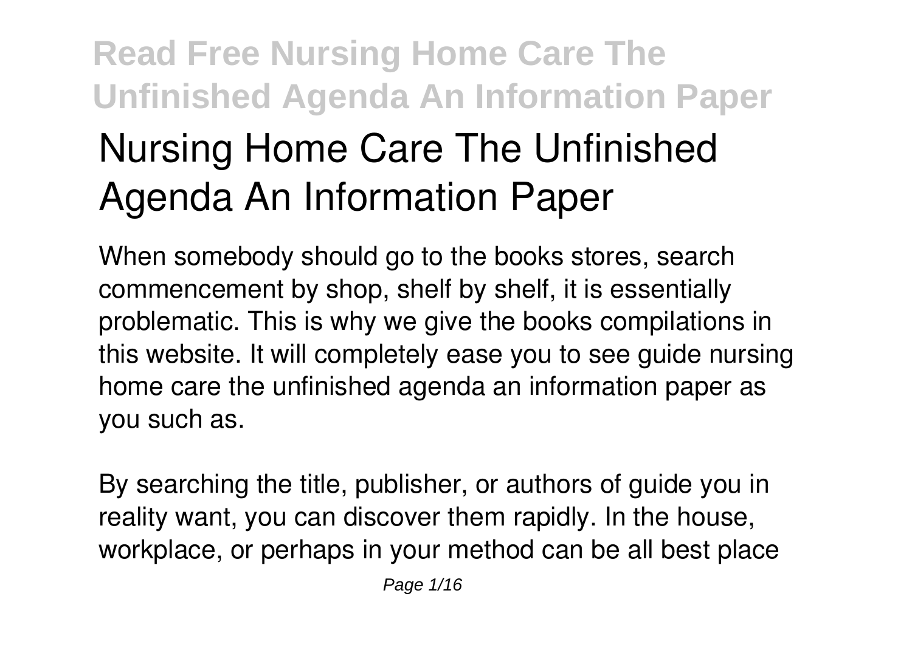# Nursing Home Care The Unfinished Agenda An Information Paper

When somebody should go to the books stores, search commencement by shop, shelf by shelf, it is essentially problematic. This is why we give the books compilations in this website. It will completely ease you to see guide **nursing home care the unfinished agenda an information paper** as you such as.

By searching the title, publisher, or authors of guide you in reality want, you can discover them rapidly. In the house, workplace, or perhaps in your method can be all best place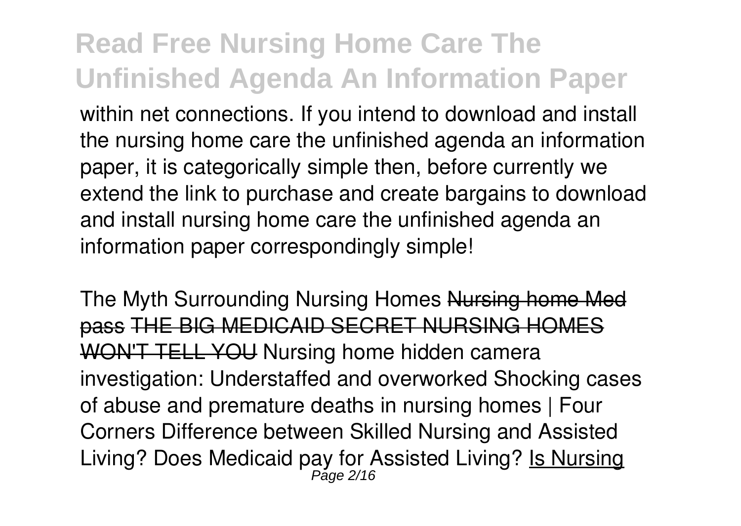within net connections. If you intend to download and install the nursing home care the unfinished agenda an information paper, it is categorically simple then, before currently we extend the link to purchase and create bargains to download and install nursing home care the unfinished agenda an information paper correspondingly simple!

The Myth Surrounding Nursing Homes ~~Nursing home Med pass~~ ~~THE BIG MEDICAID SECRET NURSING HOMES WON'T TELL YOU~~ Nursing home hidden camera investigation: Understaffed and overworked Shocking cases of abuse and premature deaths in nursing homes | Four Corners Difference between Skilled Nursing and Assisted Living? Does Medicaid pay for Assisted Living? Is Nursing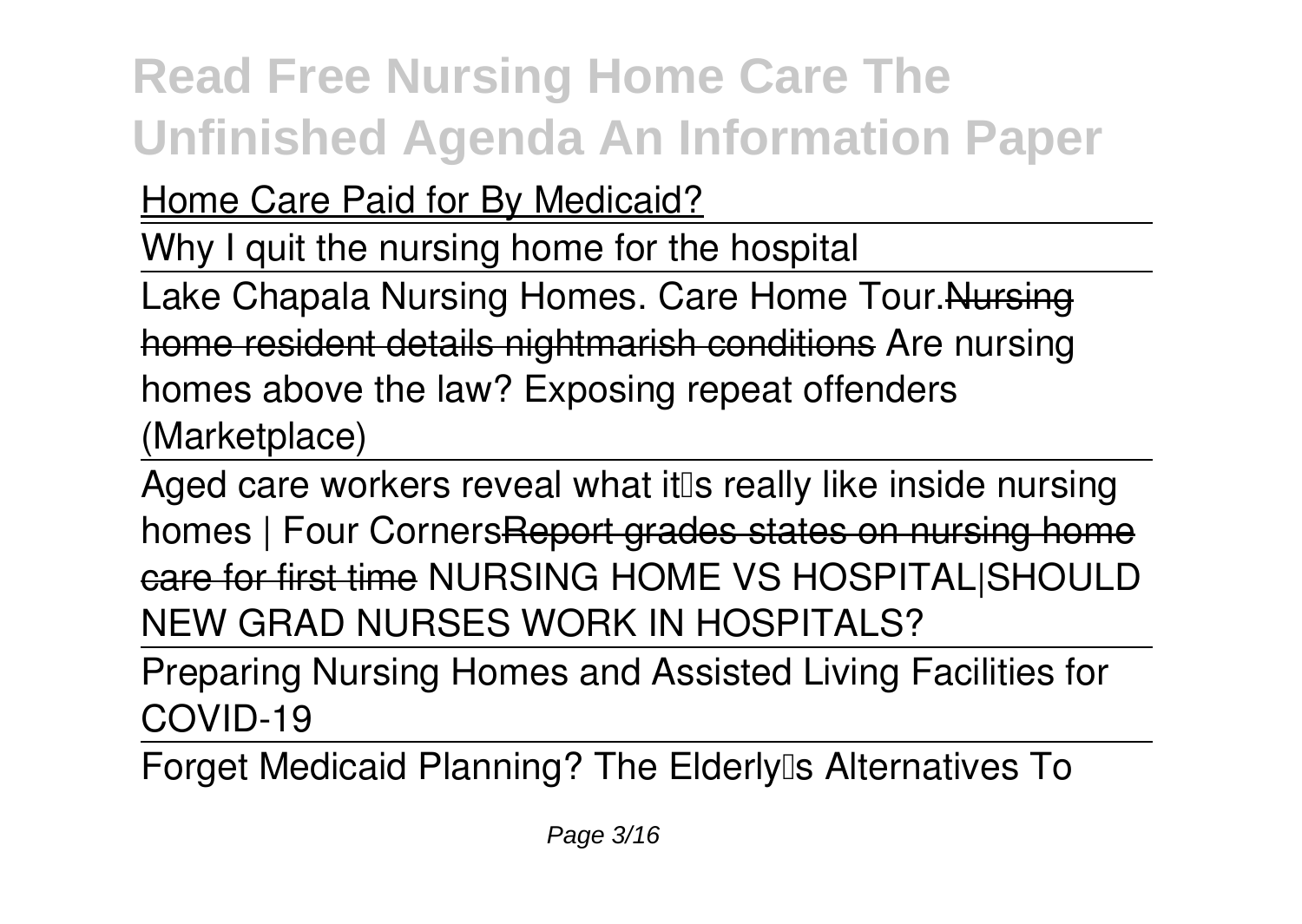# Read Free Nursing Home Care The Unfinished Agenda An Information Paper

Home Care Paid for By Medicaid?

Why I quit the nursing home for the hospital

Lake Chapala Nursing Homes. Care Home Tour. Nursing home resident details nightmarish conditions Are nursing homes above the law? Exposing repeat offenders (Marketplace)

Aged care workers reveal what it's really like inside nursing homes | Four Corners Report grades states on nursing home care for first time NURSING HOME VS HOSPITAL|SHOULD NEW GRAD NURSES WORK IN HOSPITALS?

Preparing Nursing Homes and Assisted Living Facilities for COVID-19

Forget Medicaid Planning? The Elderly's Alternatives To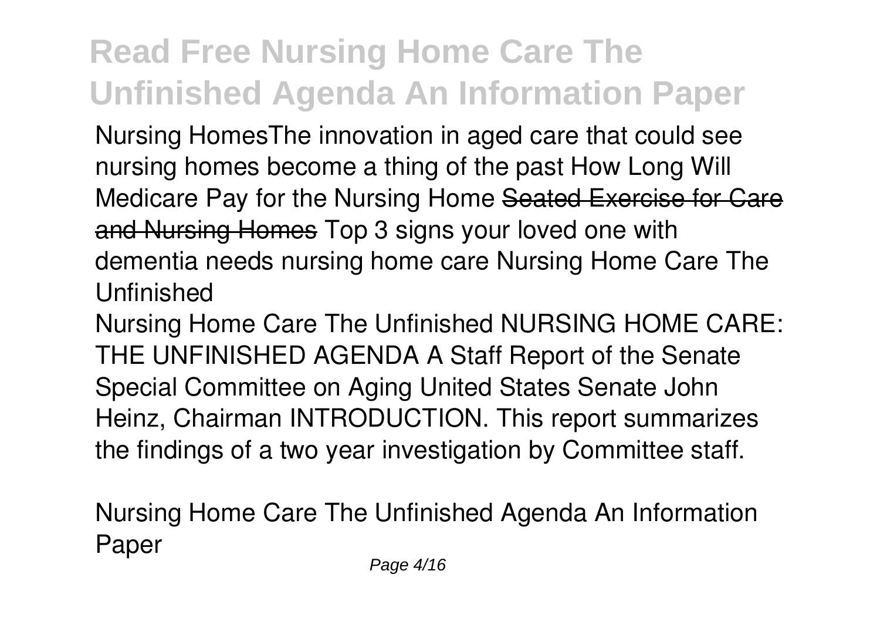Nursing HomesThe innovation in aged care that could see nursing homes become a thing of the past How Long Will Medicare Pay for the Nursing Home ~~Seated Exercise for Care and Nursing Homes~~ Top 3 signs your loved one with dementia needs nursing home care Nursing Home Care The Unfinished

Nursing Home Care The Unfinished NURSING HOME CARE: THE UNFINISHED AGENDA A Staff Report of the Senate Special Committee on Aging United States Senate John Heinz, Chairman INTRODUCTION. This report summarizes the findings of a two year investigation by Committee staff.

Nursing Home Care The Unfinished Agenda An Information Paper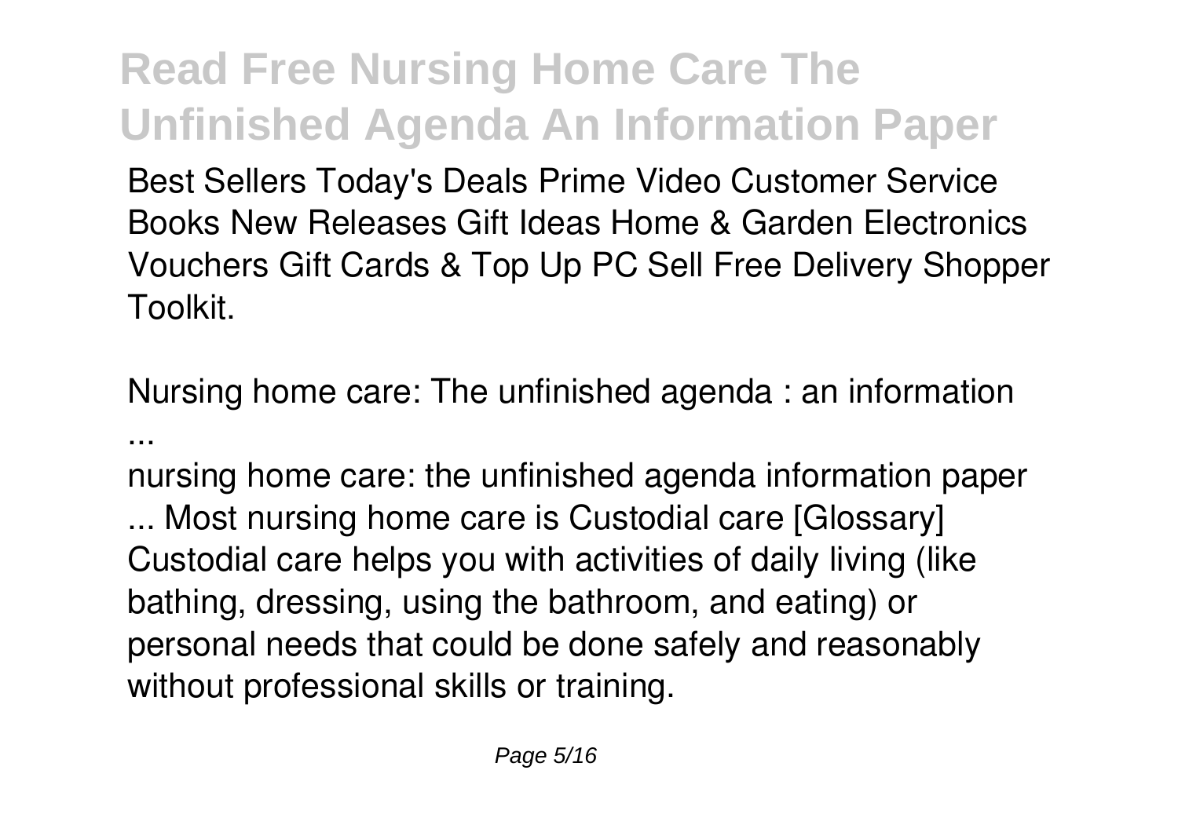Best Sellers Today's Deals Prime Video Customer Service Books New Releases Gift Ideas Home & Garden Electronics Vouchers Gift Cards & Top Up PC Sell Free Delivery Shopper Toolkit.

*Nursing home care: The unfinished agenda : an information ...*

nursing home care: the unfinished agenda information paper ... Most nursing home care is Custodial care [Glossary] Custodial care helps you with activities of daily living (like bathing, dressing, using the bathroom, and eating) or personal needs that could be done safely and reasonably without professional skills or training.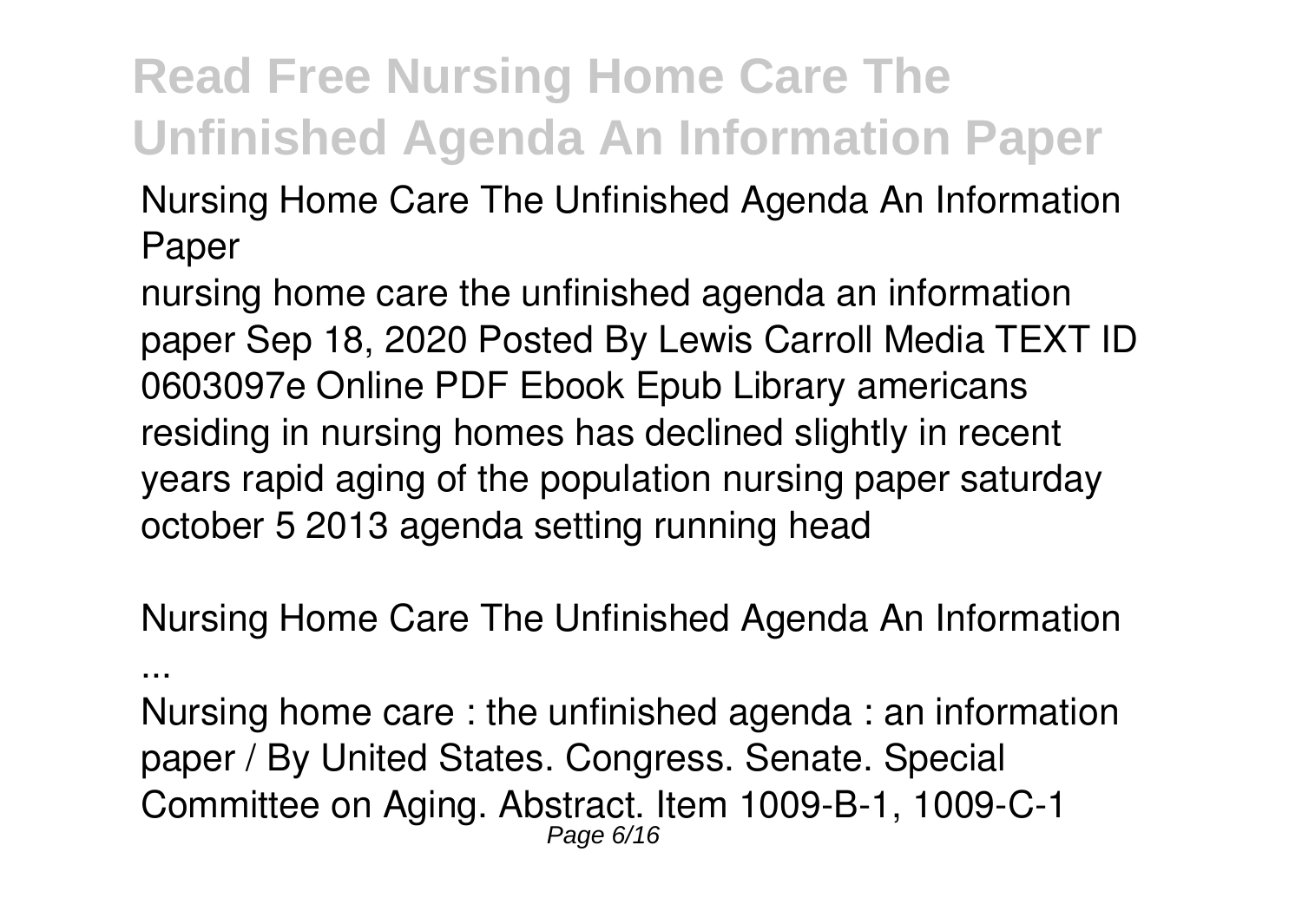**Nursing Home Care The Unfinished Agenda An Information Paper**

nursing home care the unfinished agenda an information paper Sep 18, 2020 Posted By Lewis Carroll Media TEXT ID 0603097e Online PDF Ebook Epub Library americans residing in nursing homes has declined slightly in recent years rapid aging of the population nursing paper saturday october 5 2013 agenda setting running head

**Nursing Home Care The Unfinished Agenda An Information ...**

Nursing home care : the unfinished agenda : an information paper / By United States. Congress. Senate. Special Committee on Aging. Abstract. Item 1009-B-1, 1009-C-1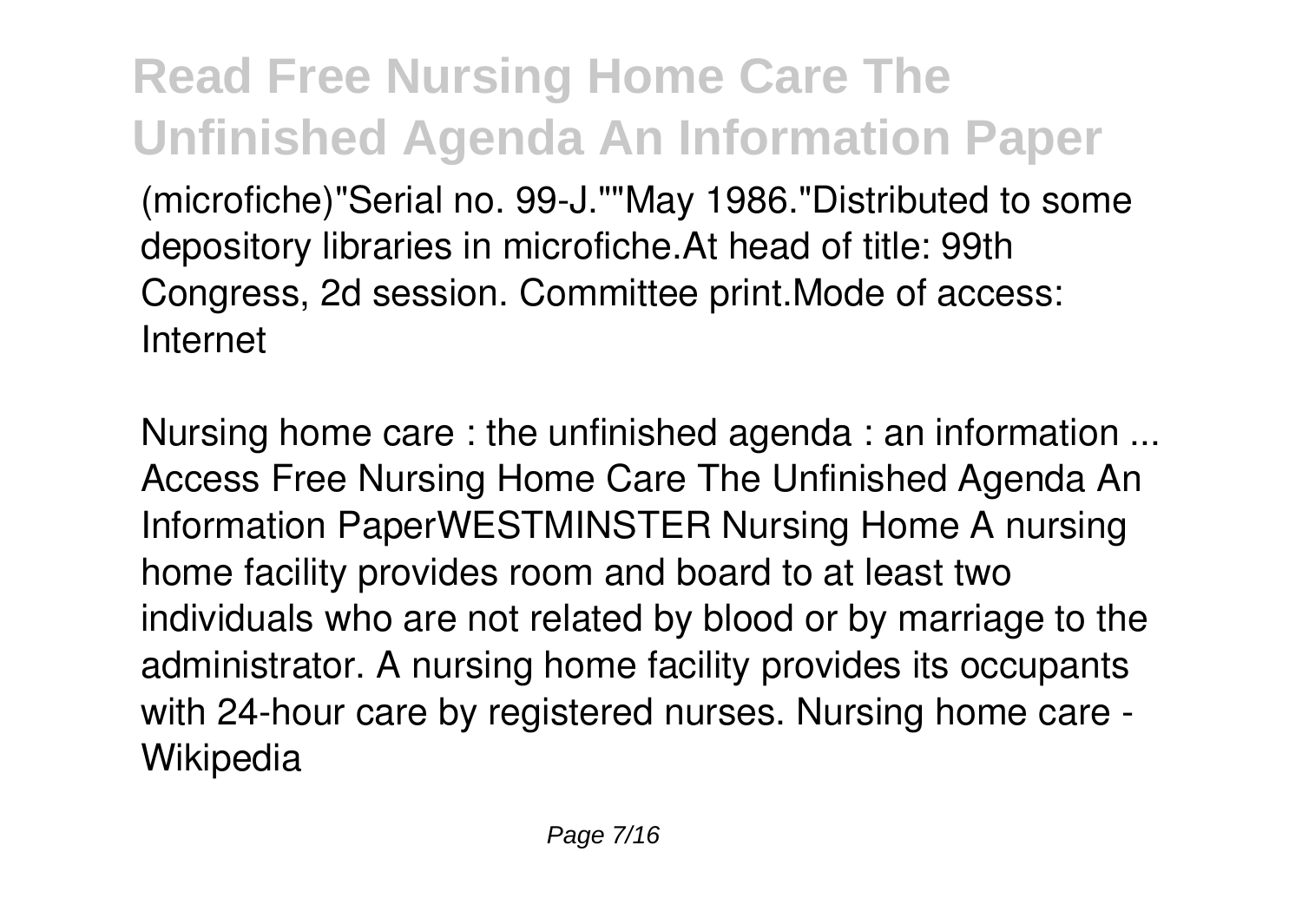(microfiche)"Serial no. 99-J.""May 1986."Distributed to some depository libraries in microfiche.At head of title: 99th Congress, 2d session. Committee print.Mode of access: Internet

*Nursing home care : the unfinished agenda : an information ...*
Access Free Nursing Home Care The Unfinished Agenda An Information PaperWESTMINSTER Nursing Home A nursing home facility provides room and board to at least two individuals who are not related by blood or by marriage to the administrator. A nursing home facility provides its occupants with 24-hour care by registered nurses. Nursing home care - Wikipedia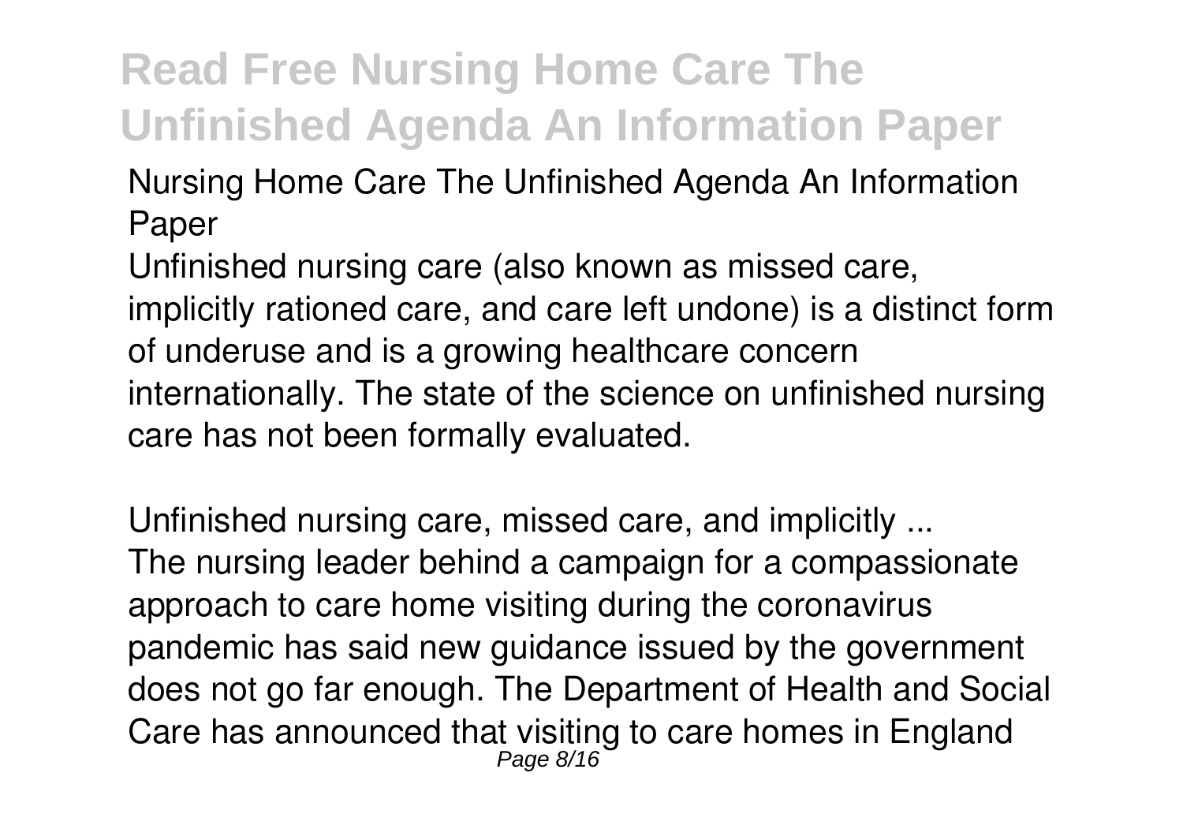**Nursing Home Care The Unfinished Agenda An Information Paper**

Unfinished nursing care (also known as missed care, implicitly rationed care, and care left undone) is a distinct form of underuse and is a growing healthcare concern internationally. The state of the science on unfinished nursing care has not been formally evaluated.

**Unfinished nursing care, missed care, and implicitly ...**

The nursing leader behind a campaign for a compassionate approach to care home visiting during the coronavirus pandemic has said new guidance issued by the government does not go far enough. The Department of Health and Social Care has announced that visiting to care homes in England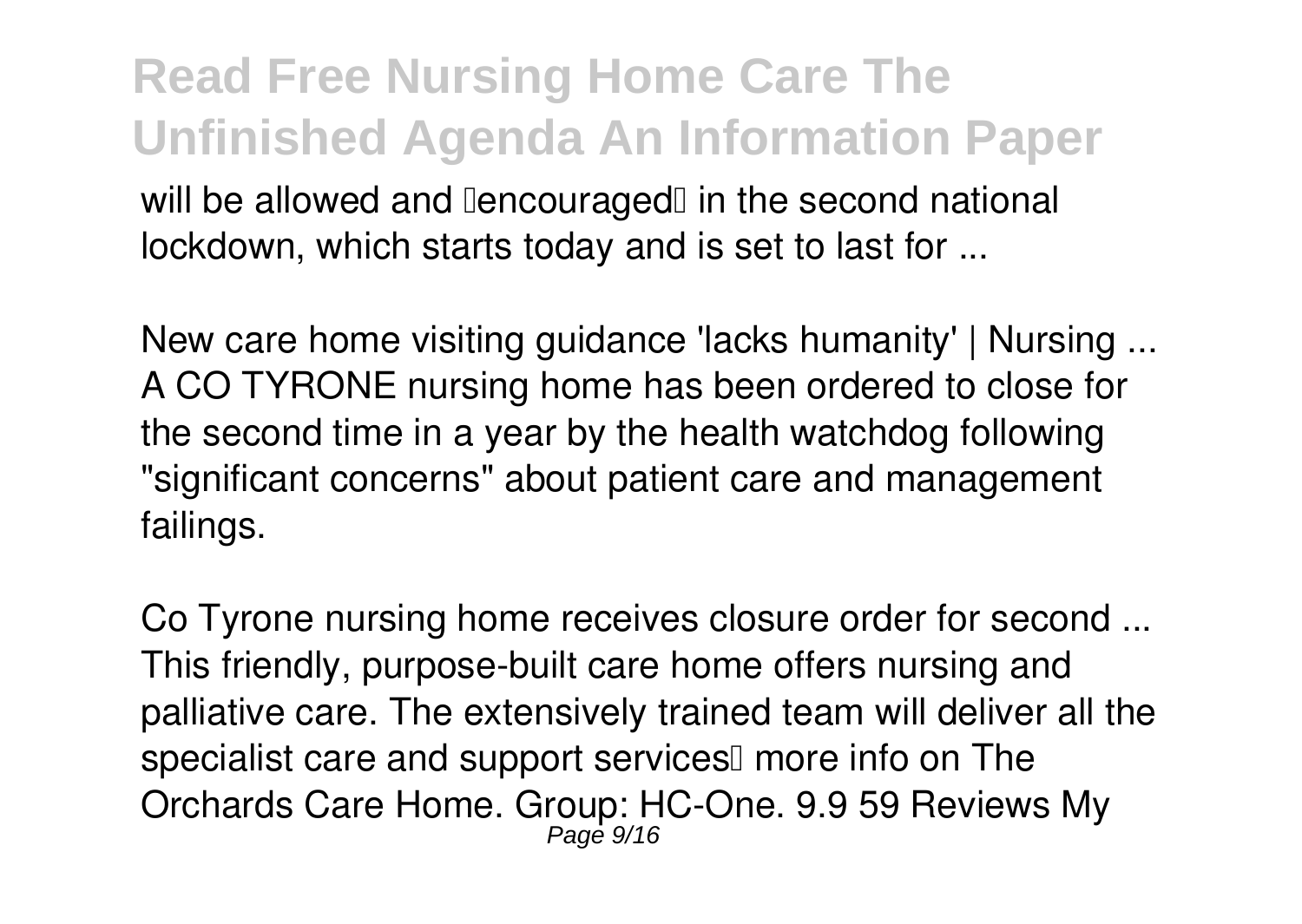will be allowed and "encouraged" in the second national lockdown, which starts today and is set to last for ...

**New care home visiting guidance 'lacks humanity' | Nursing ...**
A CO TYRONE nursing home has been ordered to close for the second time in a year by the health watchdog following "significant concerns" about patient care and management failings.

**Co Tyrone nursing home receives closure order for second ...**
This friendly, purpose-built care home offers nursing and palliative care. The extensively trained team will deliver all the specialist care and support services… more info on The Orchards Care Home. Group: HC-One. 9.9 59 Reviews My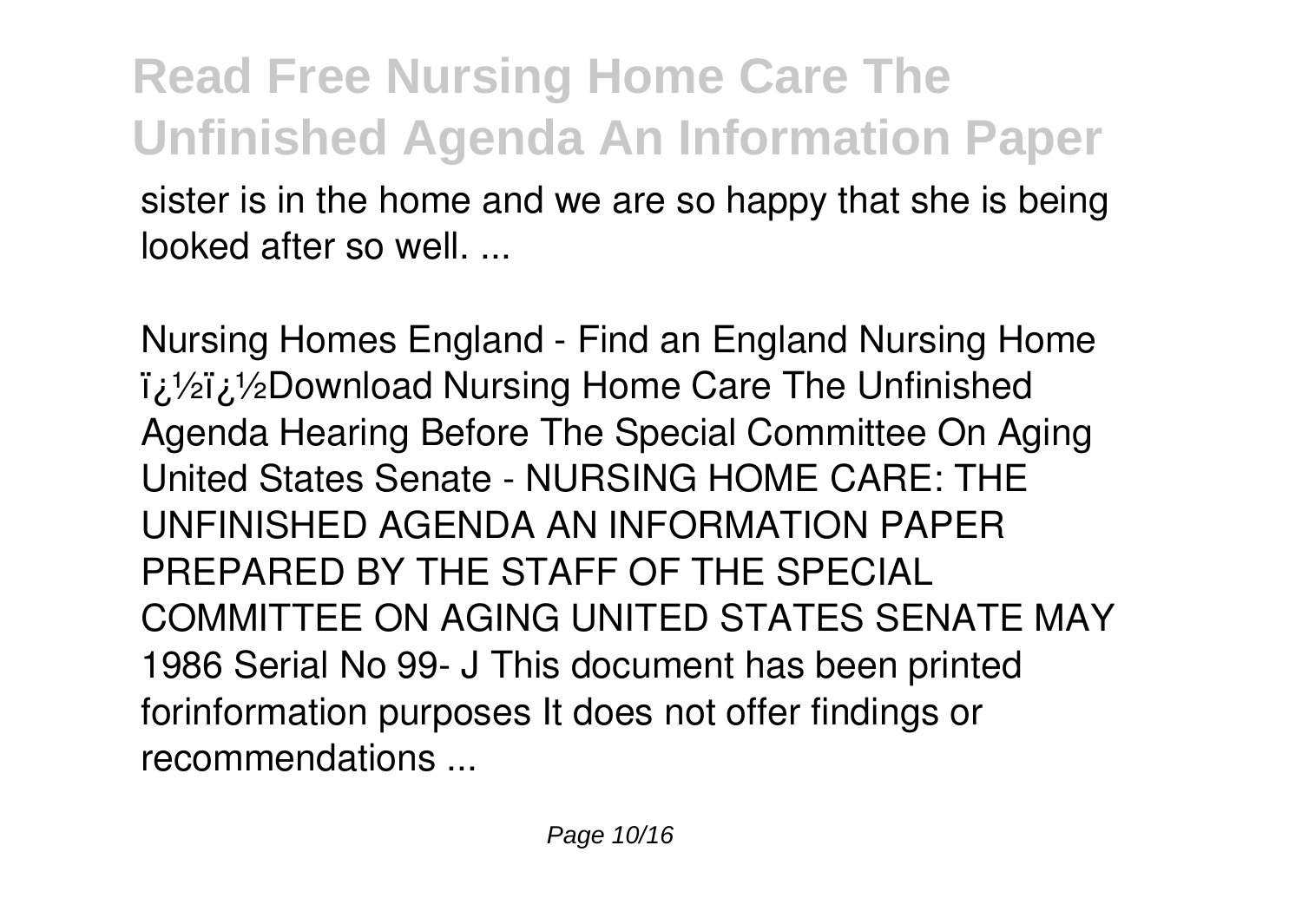sister is in the home and we are so happy that she is being looked after so well. ...

Nursing Homes England - Find an England Nursing Home
ï¿½ï¿½Download Nursing Home Care The Unfinished Agenda Hearing Before The Special Committee On Aging United States Senate - NURSING HOME CARE: THE UNFINISHED AGENDA AN INFORMATION PAPER PREPARED BY THE STAFF OF THE SPECIAL COMMITTEE ON AGING UNITED STATES SENATE MAY 1986 Serial No 99- J This document has been printed forinformation purposes It does not offer findings or recommendations ...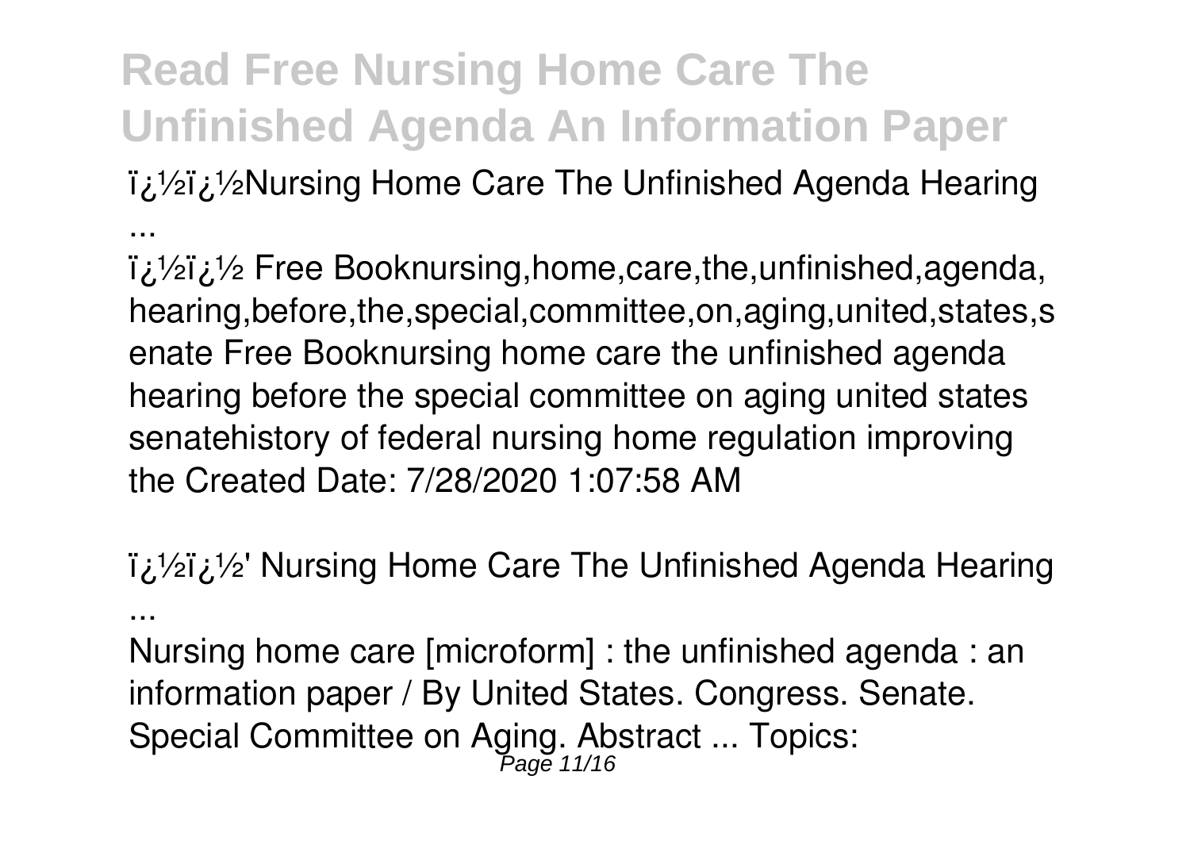ï¿½ï¿½Nursing Home Care The Unfinished Agenda Hearing ...

ï¿½ï¿½ Free Booknursing,home,care,the,unfinished,agenda, hearing,before,the,special,committee,on,aging,united,states,s enate Free Booknursing home care the unfinished agenda hearing before the special committee on aging united states senatehistory of federal nursing home regulation improving the Created Date: 7/28/2020 1:07:58 AM

ï¿½ï¿½' Nursing Home Care The Unfinished Agenda Hearing ...

Nursing home care [microform] : the unfinished agenda : an information paper / By United States. Congress. Senate. Special Committee on Aging. Abstract ... Topics: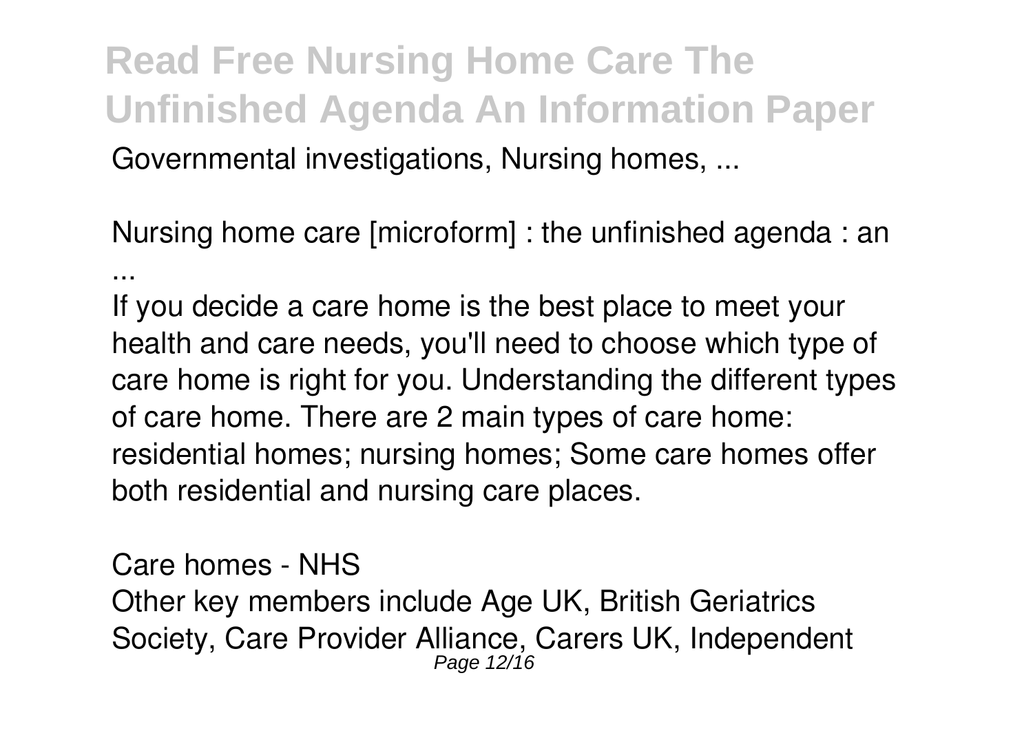Governmental investigations, Nursing homes, ...

Nursing home care [microform] : the unfinished agenda : an ...

If you decide a care home is the best place to meet your health and care needs, you'll need to choose which type of care home is right for you. Understanding the different types of care home. There are 2 main types of care home: residential homes; nursing homes; Some care homes offer both residential and nursing care places.

Care homes - NHS

Other key members include Age UK, British Geriatrics Society, Care Provider Alliance, Carers UK, Independent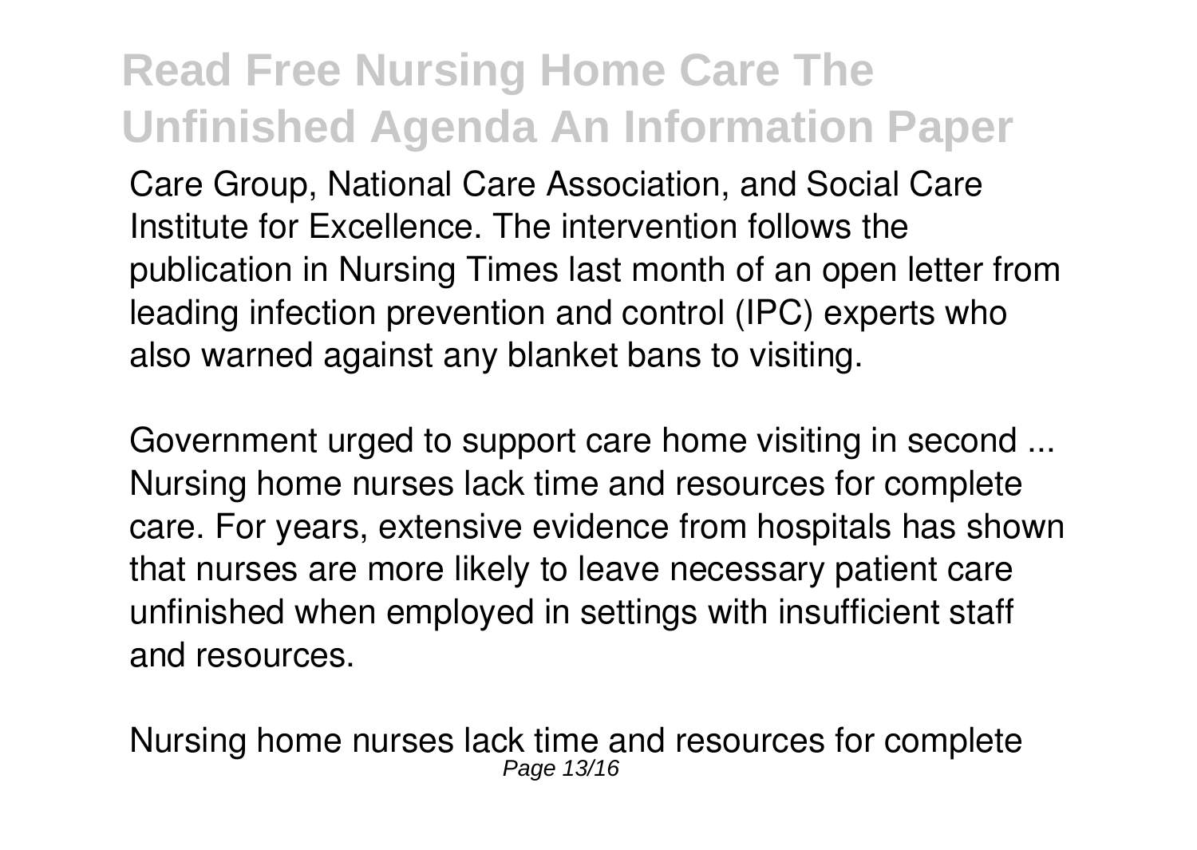Care Group, National Care Association, and Social Care Institute for Excellence. The intervention follows the publication in Nursing Times last month of an open letter from leading infection prevention and control (IPC) experts who also warned against any blanket bans to visiting.

Government urged to support care home visiting in second ...
Nursing home nurses lack time and resources for complete care. For years, extensive evidence from hospitals has shown that nurses are more likely to leave necessary patient care unfinished when employed in settings with insufficient staff and resources.

Nursing home nurses lack time and resources for complete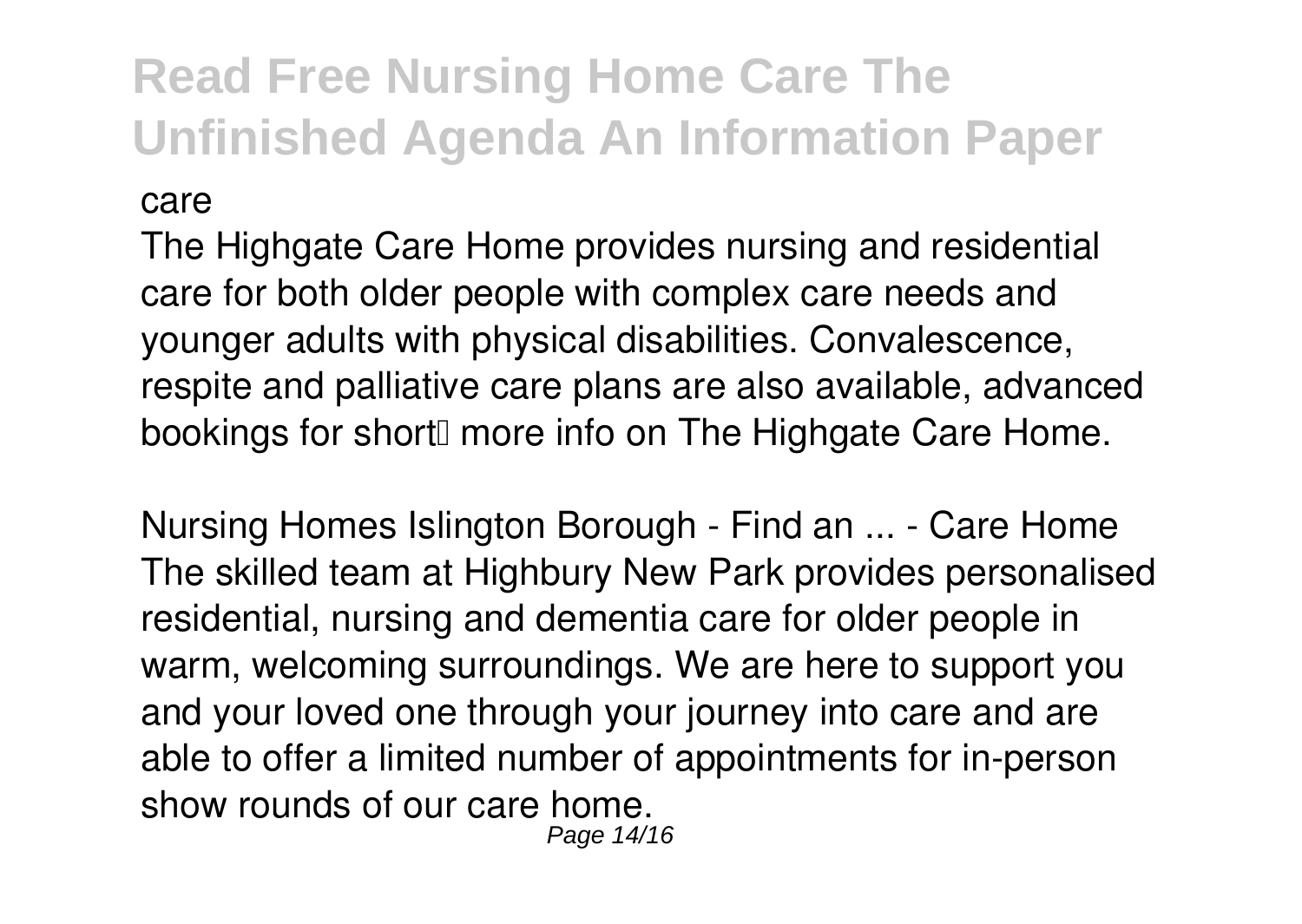*care*

The Highgate Care Home provides nursing and residential care for both older people with complex care needs and younger adults with physical disabilities. Convalescence, respite and palliative care plans are also available, advanced bookings for short… more info on The Highgate Care Home.

*Nursing Homes Islington Borough - Find an ... - Care Home*

The skilled team at Highbury New Park provides personalised residential, nursing and dementia care for older people in warm, welcoming surroundings. We are here to support you and your loved one through your journey into care and are able to offer a limited number of appointments for in-person show rounds of our care home.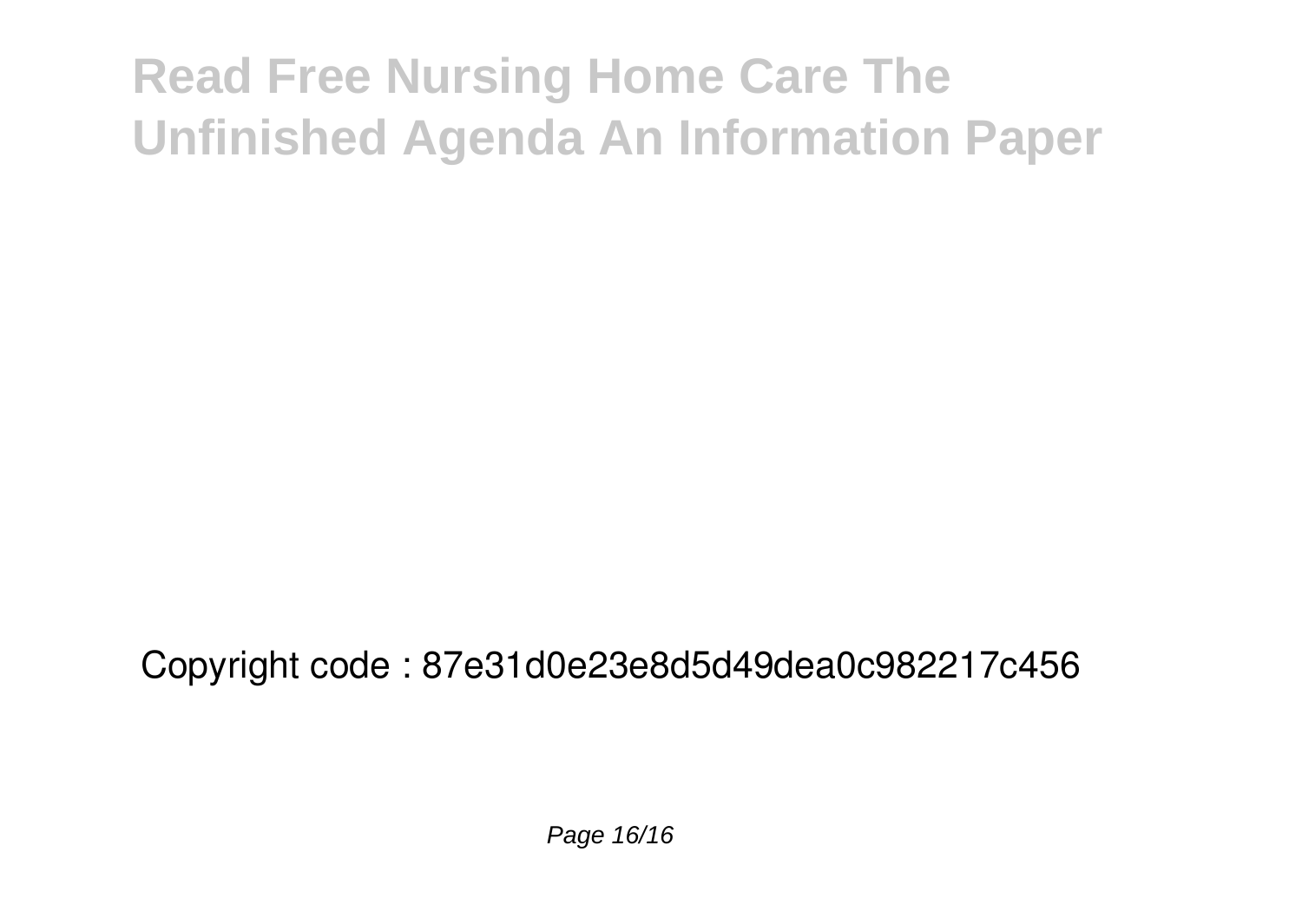Copyright code : 87e31d0e23e8d5d49dea0c982217c456